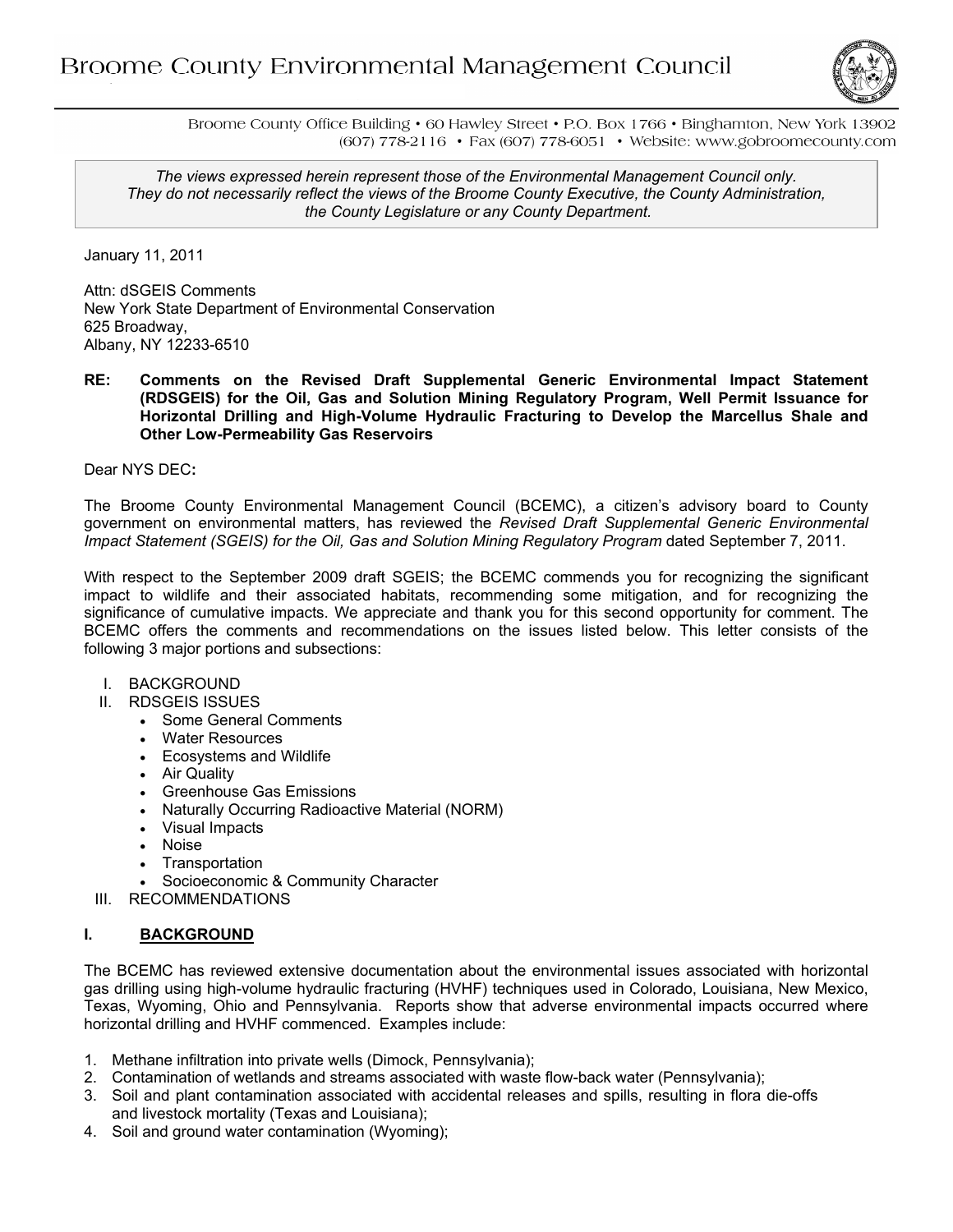# Broome County Environmental Management Council

Broome County Office Building • 60 Hawley Street • P.O. Box 1766 • Binghamton, New York 13902
(607) 778-2116 • Fax (607) 778-6051 • Website: www.gobroomecounty.com

*The views expressed herein represent those of the Environmental Management Council only. They do not necessarily reflect the views of the Broome County Executive, the County Administration, the County Legislature or any County Department.*

January 11, 2011

Attn: dSGEIS Comments
New York State Department of Environmental Conservation
625 Broadway,
Albany, NY 12233-6510

**RE: Comments on the Revised Draft Supplemental Generic Environmental Impact Statement (RDSGEIS) for the Oil, Gas and Solution Mining Regulatory Program, Well Permit Issuance for Horizontal Drilling and High-Volume Hydraulic Fracturing to Develop the Marcellus Shale and Other Low-Permeability Gas Reservoirs**

Dear NYS DEC**:**

The Broome County Environmental Management Council (BCEMC), a citizen's advisory board to County government on environmental matters, has reviewed the *Revised Draft Supplemental Generic Environmental Impact Statement (SGEIS) for the Oil, Gas and Solution Mining Regulatory Program* dated September 7, 2011.

With respect to the September 2009 draft SGEIS; the BCEMC commends you for recognizing the significant impact to wildlife and their associated habitats, recommending some mitigation, and for recognizing the significance of cumulative impacts. We appreciate and thank you for this second opportunity for comment. The BCEMC offers the comments and recommendations on the issues listed below. This letter consists of the following 3 major portions and subsections:

- I. BACKGROUND
- II. RDSGEIS ISSUES
  - Some General Comments
  - Water Resources
  - Ecosystems and Wildlife
  - Air Quality
  - Greenhouse Gas Emissions
  - Naturally Occurring Radioactive Material (NORM)
  - Visual Impacts
  - Noise
  - Transportation
  - Socioeconomic & Community Character
- III. RECOMMENDATIONS

## I. BACKGROUND

The BCEMC has reviewed extensive documentation about the environmental issues associated with horizontal gas drilling using high-volume hydraulic fracturing (HVHF) techniques used in Colorado, Louisiana, New Mexico, Texas, Wyoming, Ohio and Pennsylvania. Reports show that adverse environmental impacts occurred where horizontal drilling and HVHF commenced. Examples include:

1. Methane infiltration into private wells (Dimock, Pennsylvania);
2. Contamination of wetlands and streams associated with waste flow-back water (Pennsylvania);
3. Soil and plant contamination associated with accidental releases and spills, resulting in flora die-offs and livestock mortality (Texas and Louisiana);
4. Soil and ground water contamination (Wyoming);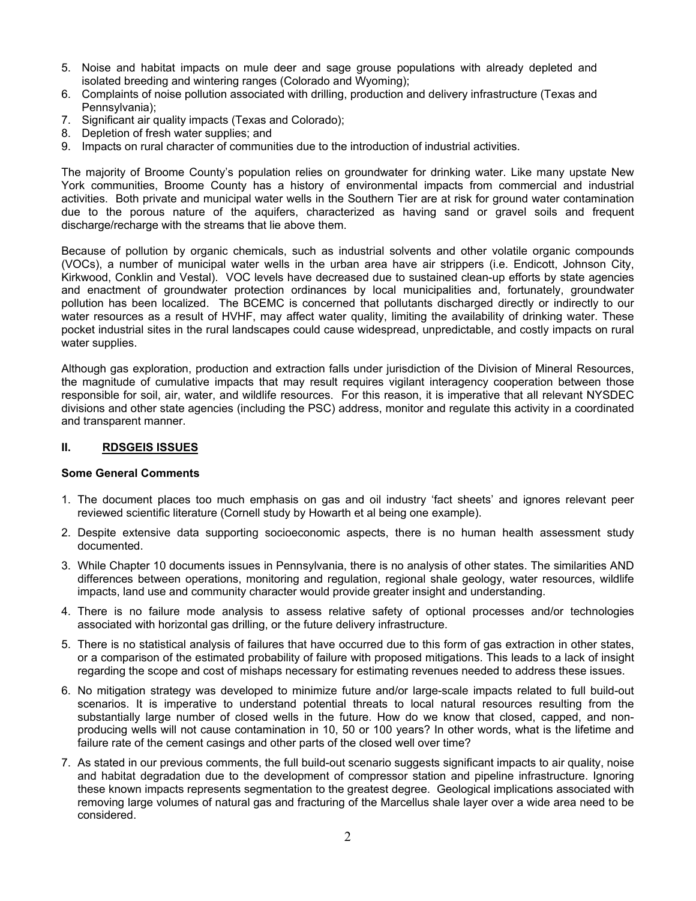5. Noise and habitat impacts on mule deer and sage grouse populations with already depleted and isolated breeding and wintering ranges (Colorado and Wyoming);
6. Complaints of noise pollution associated with drilling, production and delivery infrastructure (Texas and Pennsylvania);
7. Significant air quality impacts (Texas and Colorado);
8. Depletion of fresh water supplies; and
9. Impacts on rural character of communities due to the introduction of industrial activities.

The majority of Broome County's population relies on groundwater for drinking water. Like many upstate New York communities, Broome County has a history of environmental impacts from commercial and industrial activities. Both private and municipal water wells in the Southern Tier are at risk for ground water contamination due to the porous nature of the aquifers, characterized as having sand or gravel soils and frequent discharge/recharge with the streams that lie above them.

Because of pollution by organic chemicals, such as industrial solvents and other volatile organic compounds (VOCs), a number of municipal water wells in the urban area have air strippers (i.e. Endicott, Johnson City, Kirkwood, Conklin and Vestal). VOC levels have decreased due to sustained clean-up efforts by state agencies and enactment of groundwater protection ordinances by local municipalities and, fortunately, groundwater pollution has been localized. The BCEMC is concerned that pollutants discharged directly or indirectly to our water resources as a result of HVHF, may affect water quality, limiting the availability of drinking water. These pocket industrial sites in the rural landscapes could cause widespread, unpredictable, and costly impacts on rural water supplies.

Although gas exploration, production and extraction falls under jurisdiction of the Division of Mineral Resources, the magnitude of cumulative impacts that may result requires vigilant interagency cooperation between those responsible for soil, air, water, and wildlife resources. For this reason, it is imperative that all relevant NYSDEC divisions and other state agencies (including the PSC) address, monitor and regulate this activity in a coordinated and transparent manner.

## II. RDSGEIS ISSUES

**Some General Comments**

1. The document places too much emphasis on gas and oil industry 'fact sheets' and ignores relevant peer reviewed scientific literature (Cornell study by Howarth et al being one example).
2. Despite extensive data supporting socioeconomic aspects, there is no human health assessment study documented.
3. While Chapter 10 documents issues in Pennsylvania, there is no analysis of other states. The similarities AND differences between operations, monitoring and regulation, regional shale geology, water resources, wildlife impacts, land use and community character would provide greater insight and understanding.
4. There is no failure mode analysis to assess relative safety of optional processes and/or technologies associated with horizontal gas drilling, or the future delivery infrastructure.
5. There is no statistical analysis of failures that have occurred due to this form of gas extraction in other states, or a comparison of the estimated probability of failure with proposed mitigations. This leads to a lack of insight regarding the scope and cost of mishaps necessary for estimating revenues needed to address these issues.
6. No mitigation strategy was developed to minimize future and/or large-scale impacts related to full build-out scenarios. It is imperative to understand potential threats to local natural resources resulting from the substantially large number of closed wells in the future. How do we know that closed, capped, and non-producing wells will not cause contamination in 10, 50 or 100 years? In other words, what is the lifetime and failure rate of the cement casings and other parts of the closed well over time?
7. As stated in our previous comments, the full build-out scenario suggests significant impacts to air quality, noise and habitat degradation due to the development of compressor station and pipeline infrastructure. Ignoring these known impacts represents segmentation to the greatest degree. Geological implications associated with removing large volumes of natural gas and fracturing of the Marcellus shale layer over a wide area need to be considered.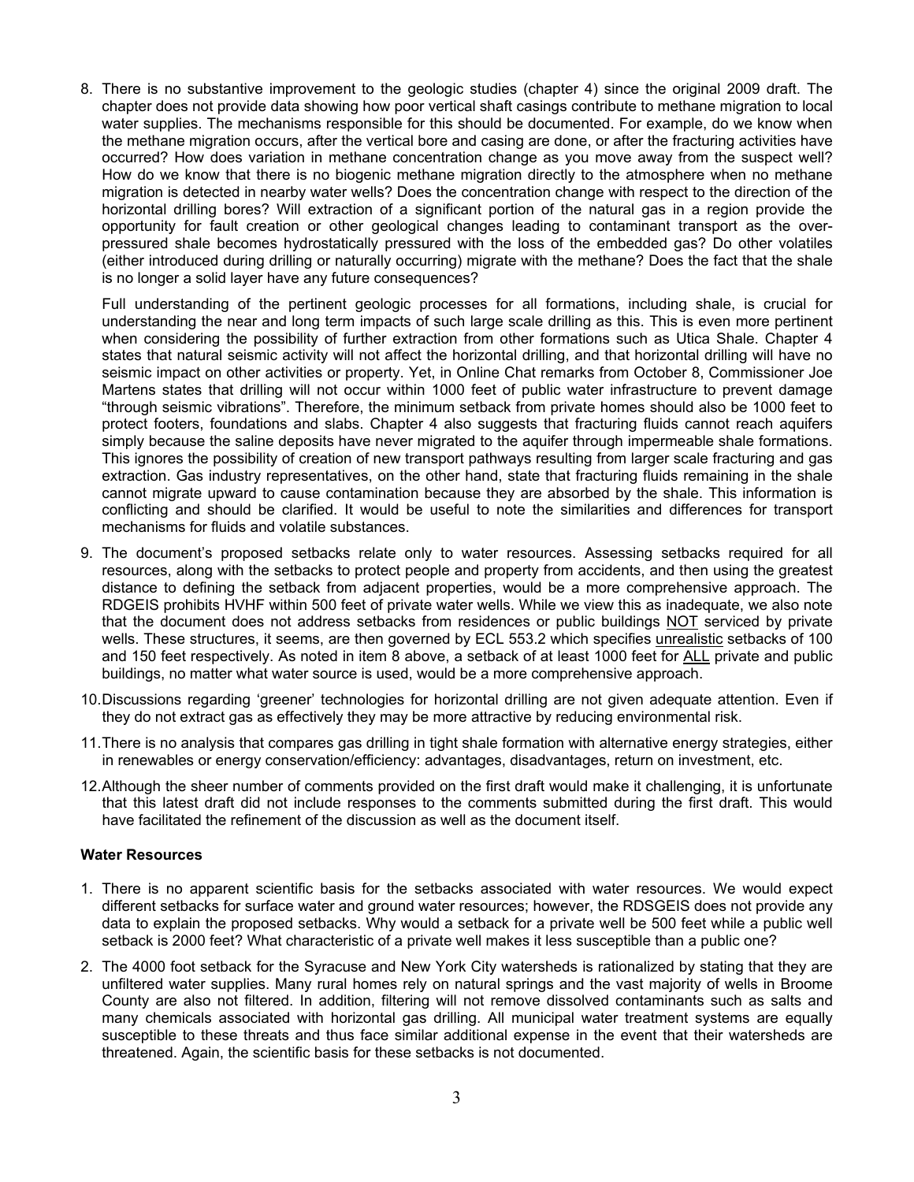8. There is no substantive improvement to the geologic studies (chapter 4) since the original 2009 draft. The chapter does not provide data showing how poor vertical shaft casings contribute to methane migration to local water supplies. The mechanisms responsible for this should be documented. For example, do we know when the methane migration occurs, after the vertical bore and casing are done, or after the fracturing activities have occurred? How does variation in methane concentration change as you move away from the suspect well? How do we know that there is no biogenic methane migration directly to the atmosphere when no methane migration is detected in nearby water wells? Does the concentration change with respect to the direction of the horizontal drilling bores? Will extraction of a significant portion of the natural gas in a region provide the opportunity for fault creation or other geological changes leading to contaminant transport as the over-pressured shale becomes hydrostatically pressured with the loss of the embedded gas? Do other volatiles (either introduced during drilling or naturally occurring) migrate with the methane? Does the fact that the shale is no longer a solid layer have any future consequences?

   Full understanding of the pertinent geologic processes for all formations, including shale, is crucial for understanding the near and long term impacts of such large scale drilling as this. This is even more pertinent when considering the possibility of further extraction from other formations such as Utica Shale. Chapter 4 states that natural seismic activity will not affect the horizontal drilling, and that horizontal drilling will have no seismic impact on other activities or property. Yet, in Online Chat remarks from October 8, Commissioner Joe Martens states that drilling will not occur within 1000 feet of public water infrastructure to prevent damage "through seismic vibrations". Therefore, the minimum setback from private homes should also be 1000 feet to protect footers, foundations and slabs. Chapter 4 also suggests that fracturing fluids cannot reach aquifers simply because the saline deposits have never migrated to the aquifer through impermeable shale formations. This ignores the possibility of creation of new transport pathways resulting from larger scale fracturing and gas extraction. Gas industry representatives, on the other hand, state that fracturing fluids remaining in the shale cannot migrate upward to cause contamination because they are absorbed by the shale. This information is conflicting and should be clarified. It would be useful to note the similarities and differences for transport mechanisms for fluids and volatile substances.

9. The document's proposed setbacks relate only to water resources. Assessing setbacks required for all resources, along with the setbacks to protect people and property from accidents, and then using the greatest distance to defining the setback from adjacent properties, would be a more comprehensive approach. The RDGEIS prohibits HVHF within 500 feet of private water wells. While we view this as inadequate, we also note that the document does not address setbacks from residences or public buildings <u>NOT</u> serviced by private wells. These structures, it seems, are then governed by ECL 553.2 which specifies <u>unrealistic</u> setbacks of 100 and 150 feet respectively. As noted in item 8 above, a setback of at least 1000 feet for <u>ALL</u> private and public buildings, no matter what water source is used, would be a more comprehensive approach.

10. Discussions regarding 'greener' technologies for horizontal drilling are not given adequate attention. Even if they do not extract gas as effectively they may be more attractive by reducing environmental risk.

11. There is no analysis that compares gas drilling in tight shale formation with alternative energy strategies, either in renewables or energy conservation/efficiency: advantages, disadvantages, return on investment, etc.

12. Although the sheer number of comments provided on the first draft would make it challenging, it is unfortunate that this latest draft did not include responses to the comments submitted during the first draft. This would have facilitated the refinement of the discussion as well as the document itself.

**Water Resources**

1. There is no apparent scientific basis for the setbacks associated with water resources. We would expect different setbacks for surface water and ground water resources; however, the RDSGEIS does not provide any data to explain the proposed setbacks. Why would a setback for a private well be 500 feet while a public well setback is 2000 feet? What characteristic of a private well makes it less susceptible than a public one?

2. The 4000 foot setback for the Syracuse and New York City watersheds is rationalized by stating that they are unfiltered water supplies. Many rural homes rely on natural springs and the vast majority of wells in Broome County are also not filtered. In addition, filtering will not remove dissolved contaminants such as salts and many chemicals associated with horizontal gas drilling. All municipal water treatment systems are equally susceptible to these threats and thus face similar additional expense in the event that their watersheds are threatened. Again, the scientific basis for these setbacks is not documented.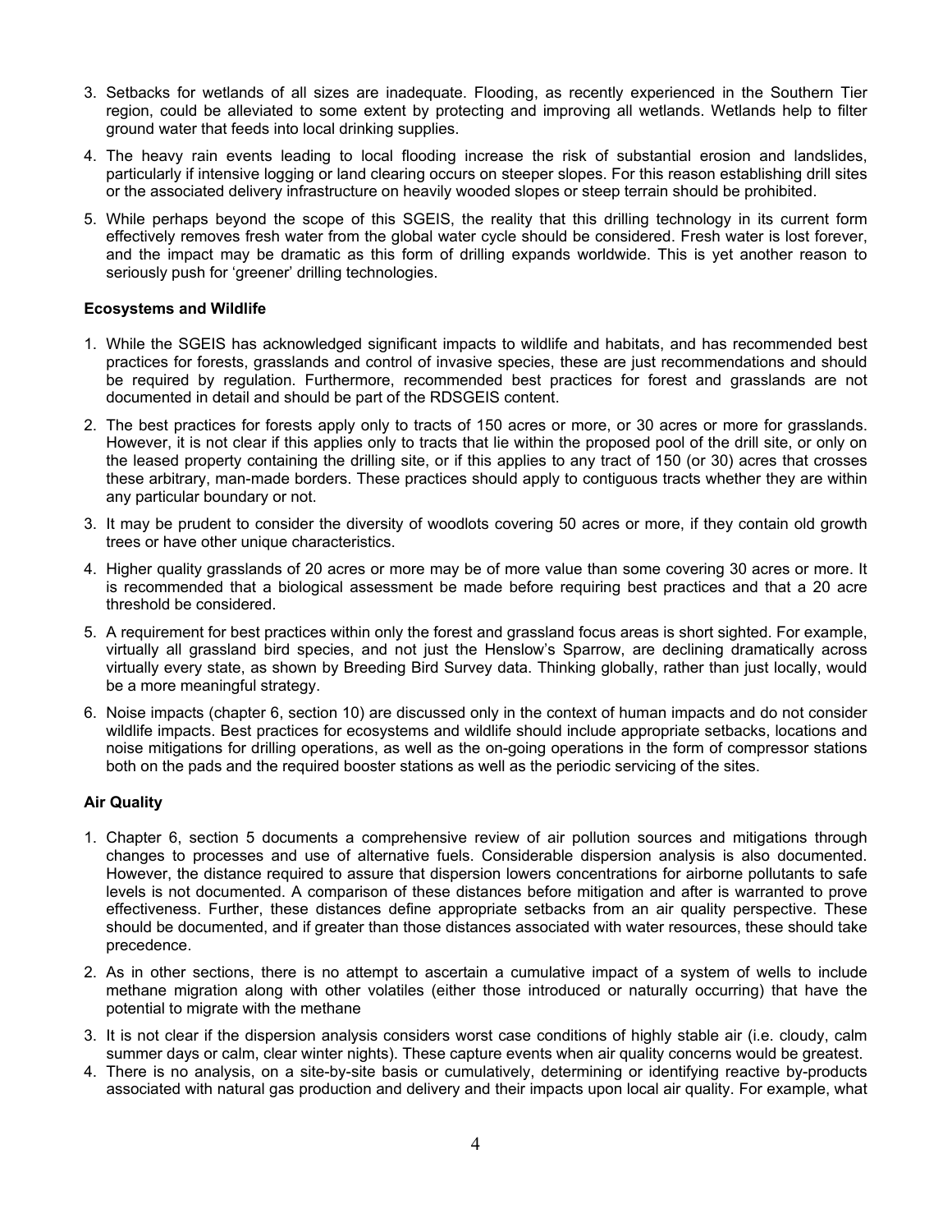3. Setbacks for wetlands of all sizes are inadequate. Flooding, as recently experienced in the Southern Tier region, could be alleviated to some extent by protecting and improving all wetlands. Wetlands help to filter ground water that feeds into local drinking supplies.
4. The heavy rain events leading to local flooding increase the risk of substantial erosion and landslides, particularly if intensive logging or land clearing occurs on steeper slopes. For this reason establishing drill sites or the associated delivery infrastructure on heavily wooded slopes or steep terrain should be prohibited.
5. While perhaps beyond the scope of this SGEIS, the reality that this drilling technology in its current form effectively removes fresh water from the global water cycle should be considered. Fresh water is lost forever, and the impact may be dramatic as this form of drilling expands worldwide. This is yet another reason to seriously push for 'greener' drilling technologies.

**Ecosystems and Wildlife**

1. While the SGEIS has acknowledged significant impacts to wildlife and habitats, and has recommended best practices for forests, grasslands and control of invasive species, these are just recommendations and should be required by regulation. Furthermore, recommended best practices for forest and grasslands are not documented in detail and should be part of the RDSGEIS content.
2. The best practices for forests apply only to tracts of 150 acres or more, or 30 acres or more for grasslands. However, it is not clear if this applies only to tracts that lie within the proposed pool of the drill site, or only on the leased property containing the drilling site, or if this applies to any tract of 150 (or 30) acres that crosses these arbitrary, man-made borders. These practices should apply to contiguous tracts whether they are within any particular boundary or not.
3. It may be prudent to consider the diversity of woodlots covering 50 acres or more, if they contain old growth trees or have other unique characteristics.
4. Higher quality grasslands of 20 acres or more may be of more value than some covering 30 acres or more. It is recommended that a biological assessment be made before requiring best practices and that a 20 acre threshold be considered.
5. A requirement for best practices within only the forest and grassland focus areas is short sighted. For example, virtually all grassland bird species, and not just the Henslow's Sparrow, are declining dramatically across virtually every state, as shown by Breeding Bird Survey data. Thinking globally, rather than just locally, would be a more meaningful strategy.
6. Noise impacts (chapter 6, section 10) are discussed only in the context of human impacts and do not consider wildlife impacts. Best practices for ecosystems and wildlife should include appropriate setbacks, locations and noise mitigations for drilling operations, as well as the on-going operations in the form of compressor stations both on the pads and the required booster stations as well as the periodic servicing of the sites.

**Air Quality**

1. Chapter 6, section 5 documents a comprehensive review of air pollution sources and mitigations through changes to processes and use of alternative fuels. Considerable dispersion analysis is also documented. However, the distance required to assure that dispersion lowers concentrations for airborne pollutants to safe levels is not documented. A comparison of these distances before mitigation and after is warranted to prove effectiveness. Further, these distances define appropriate setbacks from an air quality perspective. These should be documented, and if greater than those distances associated with water resources, these should take precedence.
2. As in other sections, there is no attempt to ascertain a cumulative impact of a system of wells to include methane migration along with other volatiles (either those introduced or naturally occurring) that have the potential to migrate with the methane
3. It is not clear if the dispersion analysis considers worst case conditions of highly stable air (i.e. cloudy, calm summer days or calm, clear winter nights). These capture events when air quality concerns would be greatest.
4. There is no analysis, on a site-by-site basis or cumulatively, determining or identifying reactive by-products associated with natural gas production and delivery and their impacts upon local air quality. For example, what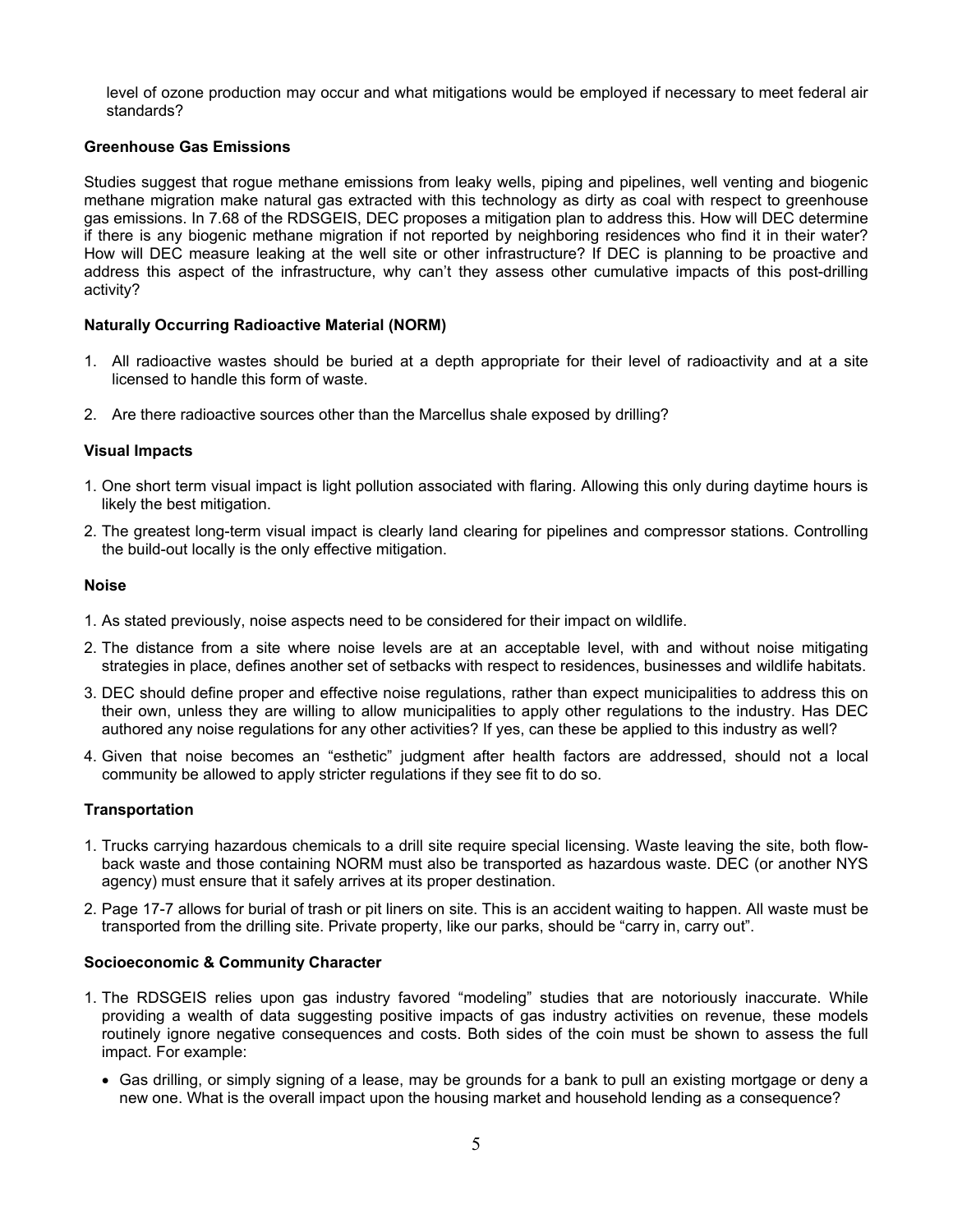level of ozone production may occur and what mitigations would be employed if necessary to meet federal air standards?

**Greenhouse Gas Emissions**

Studies suggest that rogue methane emissions from leaky wells, piping and pipelines, well venting and biogenic methane migration make natural gas extracted with this technology as dirty as coal with respect to greenhouse gas emissions. In 7.68 of the RDSGEIS, DEC proposes a mitigation plan to address this. How will DEC determine if there is any biogenic methane migration if not reported by neighboring residences who find it in their water? How will DEC measure leaking at the well site or other infrastructure? If DEC is planning to be proactive and address this aspect of the infrastructure, why can't they assess other cumulative impacts of this post-drilling activity?

**Naturally Occurring Radioactive Material (NORM)**

1. All radioactive wastes should be buried at a depth appropriate for their level of radioactivity and at a site licensed to handle this form of waste.
2. Are there radioactive sources other than the Marcellus shale exposed by drilling?

**Visual Impacts**

1. One short term visual impact is light pollution associated with flaring. Allowing this only during daytime hours is likely the best mitigation.
2. The greatest long-term visual impact is clearly land clearing for pipelines and compressor stations. Controlling the build-out locally is the only effective mitigation.

**Noise**

1. As stated previously, noise aspects need to be considered for their impact on wildlife.
2. The distance from a site where noise levels are at an acceptable level, with and without noise mitigating strategies in place, defines another set of setbacks with respect to residences, businesses and wildlife habitats.
3. DEC should define proper and effective noise regulations, rather than expect municipalities to address this on their own, unless they are willing to allow municipalities to apply other regulations to the industry. Has DEC authored any noise regulations for any other activities? If yes, can these be applied to this industry as well?
4. Given that noise becomes an "esthetic" judgment after health factors are addressed, should not a local community be allowed to apply stricter regulations if they see fit to do so.

**Transportation**

1. Trucks carrying hazardous chemicals to a drill site require special licensing. Waste leaving the site, both flow-back waste and those containing NORM must also be transported as hazardous waste. DEC (or another NYS agency) must ensure that it safely arrives at its proper destination.
2. Page 17-7 allows for burial of trash or pit liners on site. This is an accident waiting to happen. All waste must be transported from the drilling site. Private property, like our parks, should be "carry in, carry out".

**Socioeconomic & Community Character**

1. The RDSGEIS relies upon gas industry favored "modeling" studies that are notoriously inaccurate. While providing a wealth of data suggesting positive impacts of gas industry activities on revenue, these models routinely ignore negative consequences and costs. Both sides of the coin must be shown to assess the full impact. For example:
   - Gas drilling, or simply signing of a lease, may be grounds for a bank to pull an existing mortgage or deny a new one. What is the overall impact upon the housing market and household lending as a consequence?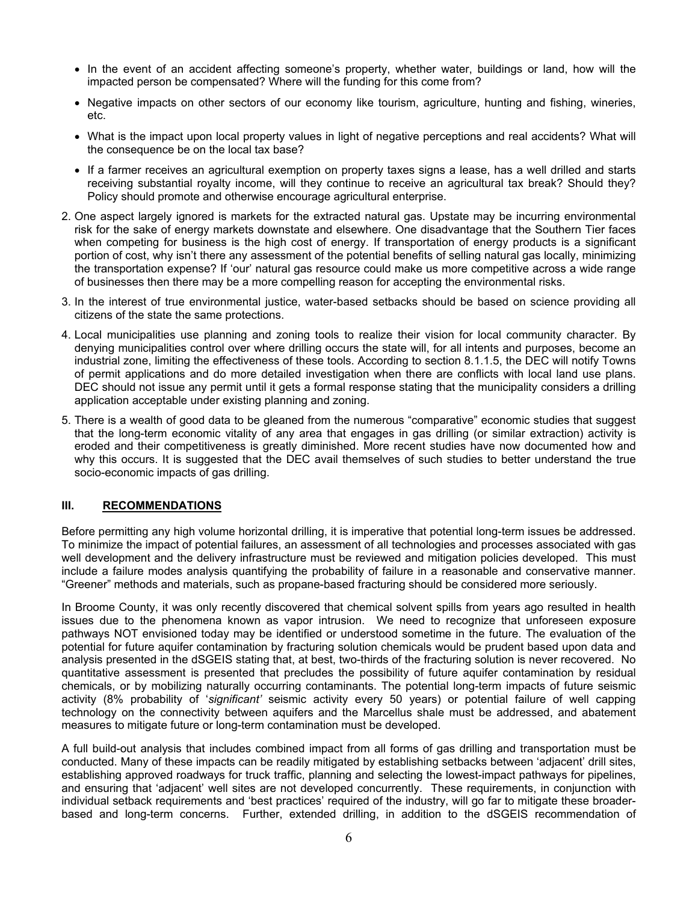- In the event of an accident affecting someone's property, whether water, buildings or land, how will the impacted person be compensated? Where will the funding for this come from?
- Negative impacts on other sectors of our economy like tourism, agriculture, hunting and fishing, wineries, etc.
- What is the impact upon local property values in light of negative perceptions and real accidents? What will the consequence be on the local tax base?
- If a farmer receives an agricultural exemption on property taxes signs a lease, has a well drilled and starts receiving substantial royalty income, will they continue to receive an agricultural tax break? Should they? Policy should promote and otherwise encourage agricultural enterprise.

2. One aspect largely ignored is markets for the extracted natural gas. Upstate may be incurring environmental risk for the sake of energy markets downstate and elsewhere. One disadvantage that the Southern Tier faces when competing for business is the high cost of energy. If transportation of energy products is a significant portion of cost, why isn't there any assessment of the potential benefits of selling natural gas locally, minimizing the transportation expense? If 'our' natural gas resource could make us more competitive across a wide range of businesses then there may be a more compelling reason for accepting the environmental risks.
3. In the interest of true environmental justice, water-based setbacks should be based on science providing all citizens of the state the same protections.
4. Local municipalities use planning and zoning tools to realize their vision for local community character. By denying municipalities control over where drilling occurs the state will, for all intents and purposes, become an industrial zone, limiting the effectiveness of these tools. According to section 8.1.1.5, the DEC will notify Towns of permit applications and do more detailed investigation when there are conflicts with local land use plans. DEC should not issue any permit until it gets a formal response stating that the municipality considers a drilling application acceptable under existing planning and zoning.
5. There is a wealth of good data to be gleaned from the numerous "comparative" economic studies that suggest that the long-term economic vitality of any area that engages in gas drilling (or similar extraction) activity is eroded and their competitiveness is greatly diminished. More recent studies have now documented how and why this occurs. It is suggested that the DEC avail themselves of such studies to better understand the true socio-economic impacts of gas drilling.

## III. RECOMMENDATIONS

Before permitting any high volume horizontal drilling, it is imperative that potential long-term issues be addressed. To minimize the impact of potential failures, an assessment of all technologies and processes associated with gas well development and the delivery infrastructure must be reviewed and mitigation policies developed. This must include a failure modes analysis quantifying the probability of failure in a reasonable and conservative manner. "Greener" methods and materials, such as propane-based fracturing should be considered more seriously.

In Broome County, it was only recently discovered that chemical solvent spills from years ago resulted in health issues due to the phenomena known as vapor intrusion. We need to recognize that unforeseen exposure pathways NOT envisioned today may be identified or understood sometime in the future. The evaluation of the potential for future aquifer contamination by fracturing solution chemicals would be prudent based upon data and analysis presented in the dSGEIS stating that, at best, two-thirds of the fracturing solution is never recovered. No quantitative assessment is presented that precludes the possibility of future aquifer contamination by residual chemicals, or by mobilizing naturally occurring contaminants. The potential long-term impacts of future seismic activity (8% probability of '*significant'* seismic activity every 50 years) or potential failure of well capping technology on the connectivity between aquifers and the Marcellus shale must be addressed, and abatement measures to mitigate future or long-term contamination must be developed.

A full build-out analysis that includes combined impact from all forms of gas drilling and transportation must be conducted. Many of these impacts can be readily mitigated by establishing setbacks between 'adjacent' drill sites, establishing approved roadways for truck traffic, planning and selecting the lowest-impact pathways for pipelines, and ensuring that 'adjacent' well sites are not developed concurrently. These requirements, in conjunction with individual setback requirements and 'best practices' required of the industry, will go far to mitigate these broader-based and long-term concerns. Further, extended drilling, in addition to the dSGEIS recommendation of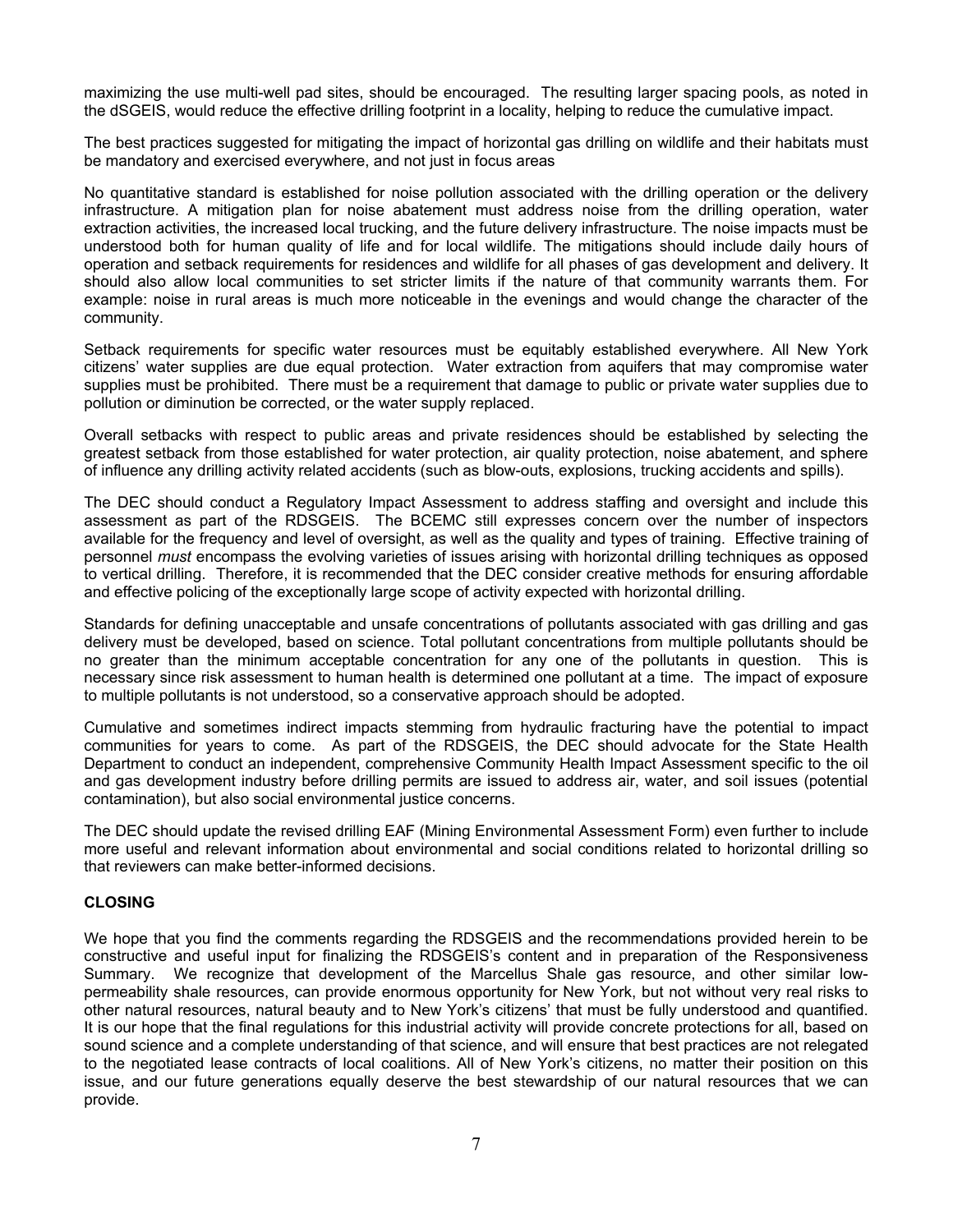maximizing the use multi-well pad sites, should be encouraged. The resulting larger spacing pools, as noted in the dSGEIS, would reduce the effective drilling footprint in a locality, helping to reduce the cumulative impact.

The best practices suggested for mitigating the impact of horizontal gas drilling on wildlife and their habitats must be mandatory and exercised everywhere, and not just in focus areas

No quantitative standard is established for noise pollution associated with the drilling operation or the delivery infrastructure. A mitigation plan for noise abatement must address noise from the drilling operation, water extraction activities, the increased local trucking, and the future delivery infrastructure. The noise impacts must be understood both for human quality of life and for local wildlife. The mitigations should include daily hours of operation and setback requirements for residences and wildlife for all phases of gas development and delivery. It should also allow local communities to set stricter limits if the nature of that community warrants them. For example: noise in rural areas is much more noticeable in the evenings and would change the character of the community.

Setback requirements for specific water resources must be equitably established everywhere. All New York citizens' water supplies are due equal protection. Water extraction from aquifers that may compromise water supplies must be prohibited. There must be a requirement that damage to public or private water supplies due to pollution or diminution be corrected, or the water supply replaced.

Overall setbacks with respect to public areas and private residences should be established by selecting the greatest setback from those established for water protection, air quality protection, noise abatement, and sphere of influence any drilling activity related accidents (such as blow-outs, explosions, trucking accidents and spills).

The DEC should conduct a Regulatory Impact Assessment to address staffing and oversight and include this assessment as part of the RDSGEIS. The BCEMC still expresses concern over the number of inspectors available for the frequency and level of oversight, as well as the quality and types of training. Effective training of personnel *must* encompass the evolving varieties of issues arising with horizontal drilling techniques as opposed to vertical drilling. Therefore, it is recommended that the DEC consider creative methods for ensuring affordable and effective policing of the exceptionally large scope of activity expected with horizontal drilling.

Standards for defining unacceptable and unsafe concentrations of pollutants associated with gas drilling and gas delivery must be developed, based on science. Total pollutant concentrations from multiple pollutants should be no greater than the minimum acceptable concentration for any one of the pollutants in question. This is necessary since risk assessment to human health is determined one pollutant at a time. The impact of exposure to multiple pollutants is not understood, so a conservative approach should be adopted.

Cumulative and sometimes indirect impacts stemming from hydraulic fracturing have the potential to impact communities for years to come. As part of the RDSGEIS, the DEC should advocate for the State Health Department to conduct an independent, comprehensive Community Health Impact Assessment specific to the oil and gas development industry before drilling permits are issued to address air, water, and soil issues (potential contamination), but also social environmental justice concerns.

The DEC should update the revised drilling EAF (Mining Environmental Assessment Form) even further to include more useful and relevant information about environmental and social conditions related to horizontal drilling so that reviewers can make better-informed decisions.

**CLOSING**

We hope that you find the comments regarding the RDSGEIS and the recommendations provided herein to be constructive and useful input for finalizing the RDSGEIS's content and in preparation of the Responsiveness Summary. We recognize that development of the Marcellus Shale gas resource, and other similar low-permeability shale resources, can provide enormous opportunity for New York, but not without very real risks to other natural resources, natural beauty and to New York's citizens' that must be fully understood and quantified. It is our hope that the final regulations for this industrial activity will provide concrete protections for all, based on sound science and a complete understanding of that science, and will ensure that best practices are not relegated to the negotiated lease contracts of local coalitions. All of New York's citizens, no matter their position on this issue, and our future generations equally deserve the best stewardship of our natural resources that we can provide.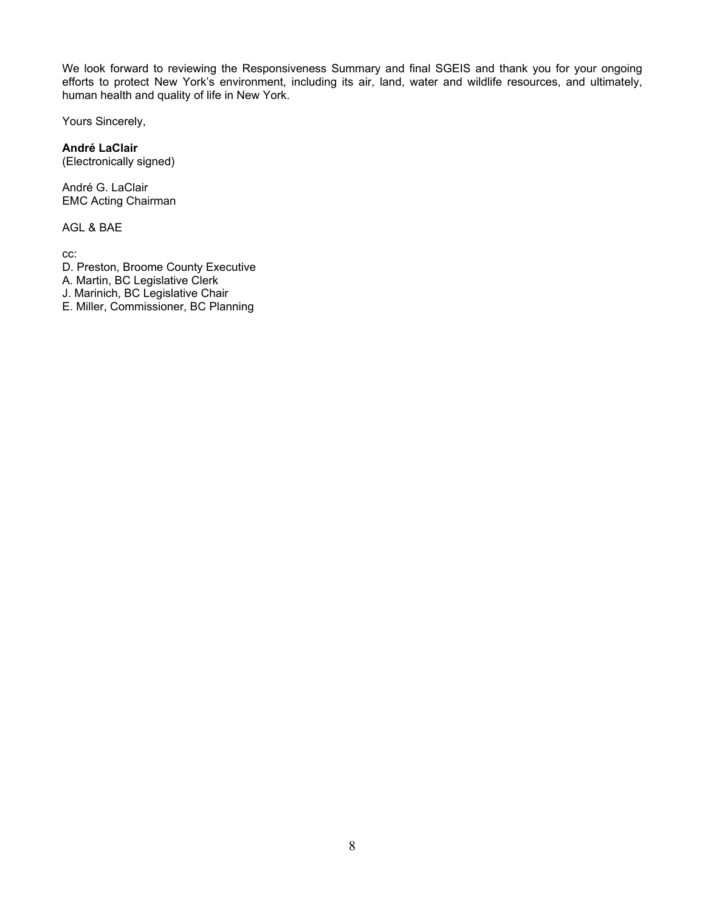We look forward to reviewing the Responsiveness Summary and final SGEIS and thank you for your ongoing efforts to protect New York's environment, including its air, land, water and wildlife resources, and ultimately, human health and quality of life in New York.

Yours Sincerely,

**André LaClair**
(Electronically signed)

André G. LaClair
EMC Acting Chairman

AGL & BAE

cc:
D. Preston, Broome County Executive
A. Martin, BC Legislative Clerk
J. Marinich, BC Legislative Chair
E. Miller, Commissioner, BC Planning